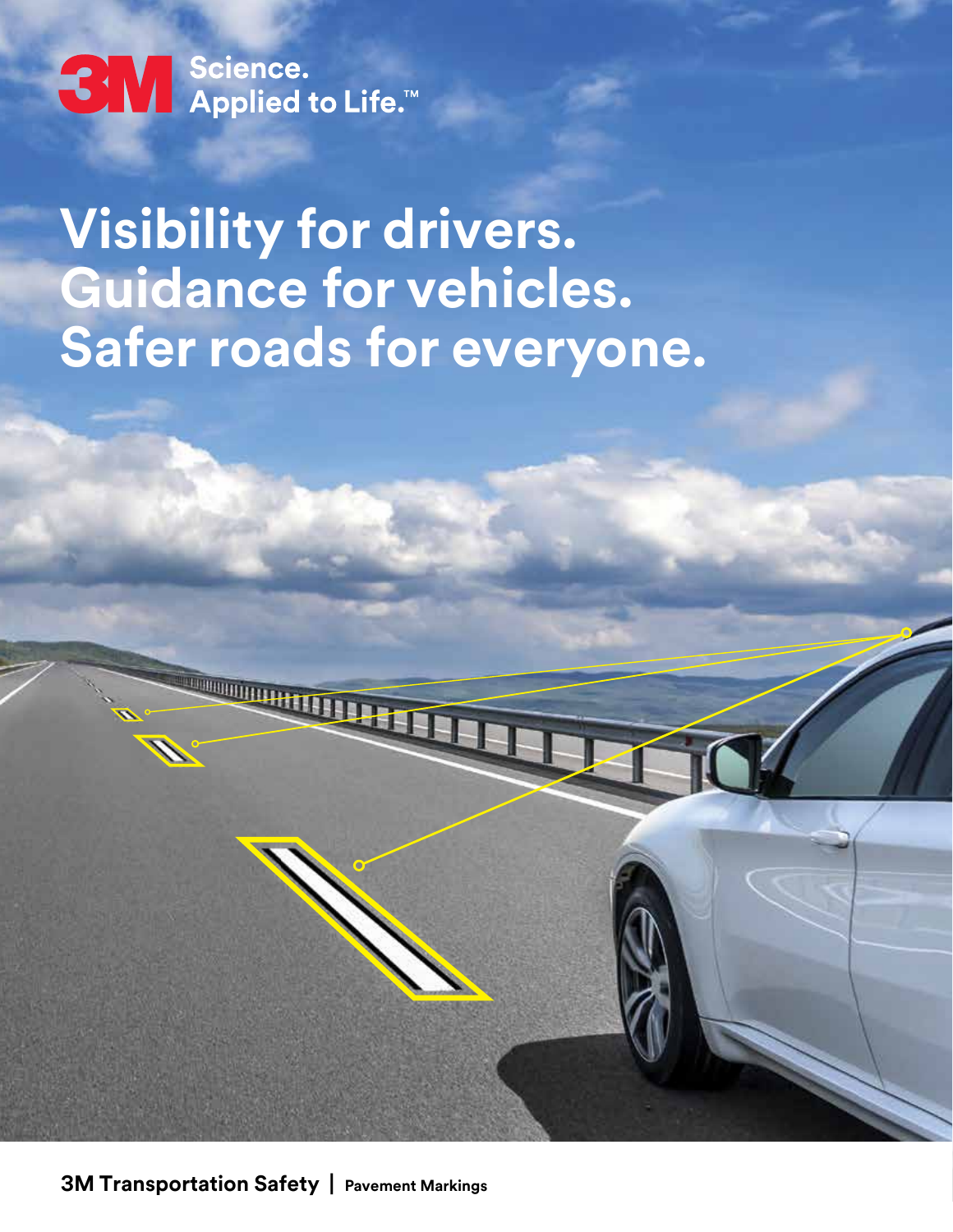3M Science. Applied to Life.™

# Visibility for drivers. Guidance for vehicles. Safer roads for everyone.

**3M Transportation Safety** | **Pavement Markings**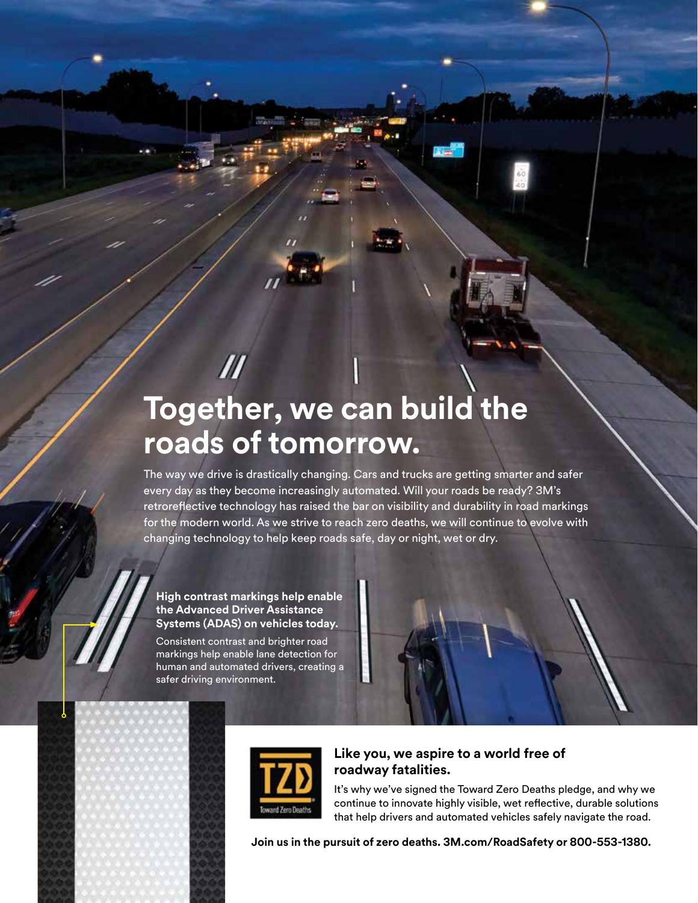# Together, we can build the roads of tomorrow.

The way we drive is drastically changing. Cars and trucks are getting smarter and safer every day as they become increasingly automated. Will your roads be ready? 3M's retroreflective technology has raised the bar on visibility and durability in road markings for the modern world. As we strive to reach zero deaths, we will continue to evolve with changing technology to help keep roads safe, day or night, wet or dry.

**High contrast markings help enable the Advanced Driver Assistance Systems (ADAS) on vehicles today.**

Consistent contrast and brighter road markings help enable lane detection for human and automated drivers, creating a safer driving environment.

TZD Toward Zero Deaths

## Like you, we aspire to a world free of roadway fatalities.

It's why we've signed the Toward Zero Deaths pledge, and why we continue to innovate highly visible, wet reflective, durable solutions that help drivers and automated vehicles safely navigate the road.

**Join us in the pursuit of zero deaths. 3M.com/RoadSafety or 800-553-1380.**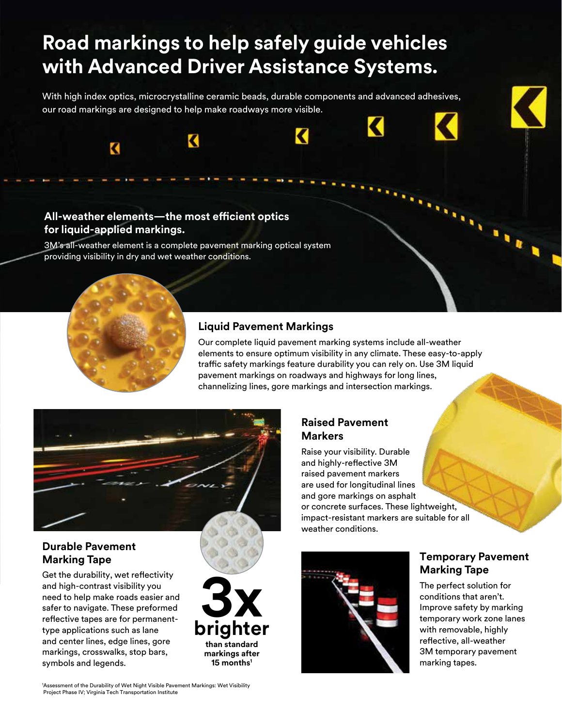# Road markings to help safely guide vehicles with Advanced Driver Assistance Systems.

With high index optics, microcrystalline ceramic beads, durable components and advanced adhesives, our road markings are designed to help make roadways more visible.

## All-weather elements—the most efficient optics for liquid-applied markings.

3M's all-weather element is a complete pavement marking optical system providing visibility in dry and wet weather conditions.

### Liquid Pavement Markings

Our complete liquid pavement marking systems include all-weather elements to ensure optimum visibility in any climate. These easy-to-apply traffic safety markings feature durability you can rely on. Use 3M liquid pavement markings on roadways and highways for long lines, channelizing lines, gore markings and intersection markings.

### Raised Pavement Markers

Raise your visibility. Durable and highly-reflective 3M raised pavement markers are used for longitudinal lines and gore markings on asphalt or concrete surfaces. These lightweight, impact-resistant markers are suitable for all weather conditions.

### Durable Pavement Marking Tape

Get the durability, wet reflectivity and high-contrast visibility you need to help make roads easier and safer to navigate. These preformed reflective tapes are for permanent-type applications such as lane and center lines, edge lines, gore markings, crosswalks, stop bars, symbols and legends.

**3x brighter** than standard markings after 15 months[1]

### Temporary Pavement Marking Tape

The perfect solution for conditions that aren't. Improve safety by marking temporary work zone lanes with removable, highly reflective, all-weather 3M temporary pavement marking tapes.

[1]Assessment of the Durability of Wet Night Visible Pavement Markings: Wet Visibility Project Phase IV; Virginia Tech Transportation Institute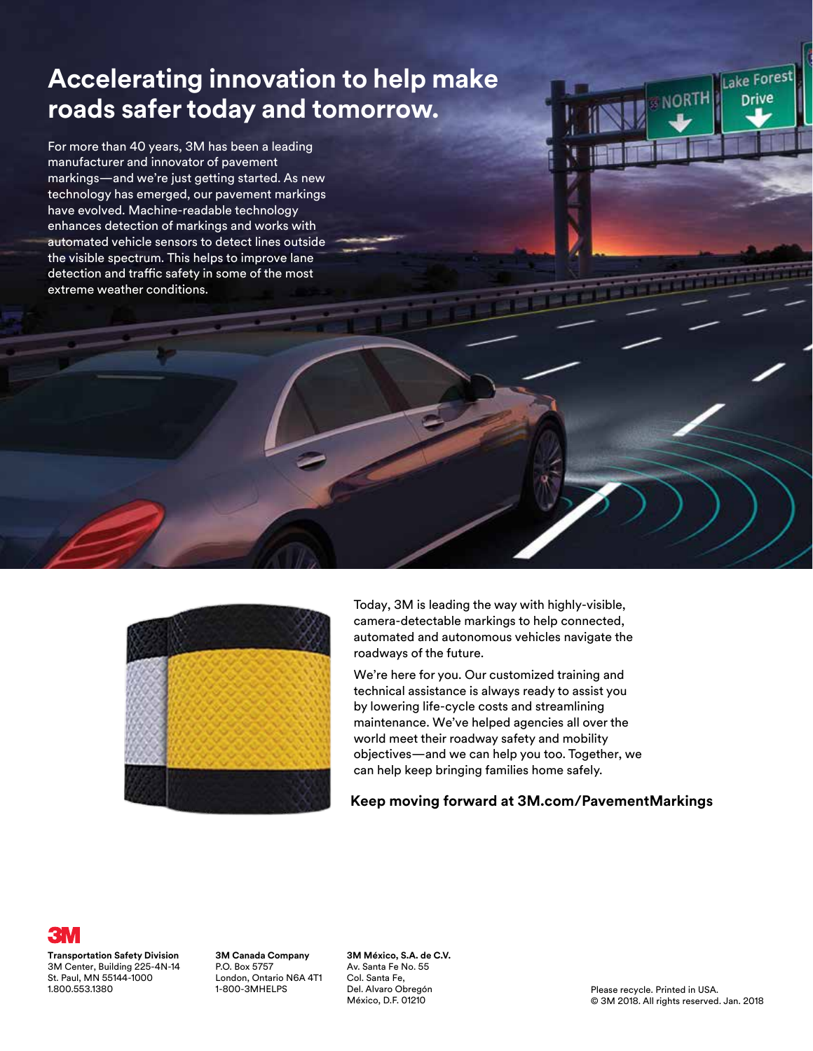# Accelerating innovation to help make roads safer today and tomorrow.

For more than 40 years, 3M has been a leading manufacturer and innovator of pavement markings—and we're just getting started. As new technology has emerged, our pavement markings have evolved. Machine-readable technology enhances detection of markings and works with automated vehicle sensors to detect lines outside the visible spectrum. This helps to improve lane detection and traffic safety in some of the most extreme weather conditions.

Today, 3M is leading the way with highly-visible, camera-detectable markings to help connected, automated and autonomous vehicles navigate the roadways of the future.

We're here for you. Our customized training and technical assistance is always ready to assist you by lowering life-cycle costs and streamlining maintenance. We've helped agencies all over the world meet their roadway safety and mobility objectives—and we can help you too. Together, we can help keep bringing families home safely.

**Keep moving forward at 3M.com/PavementMarkings**

**Transportation Safety Division**
3M Center, Building 225-4N-14
St. Paul, MN 55144-1000
1.800.553.1380

**3M Canada Company**
P.O. Box 5757
London, Ontario N6A 4T1
1-800-3MHELPS

**3M México, S.A. de C.V.**
Av. Santa Fe No. 55
Col. Santa Fe,
Del. Alvaro Obregón
México, D.F. 01210

Please recycle. Printed in USA.
© 3M 2018. All rights reserved. Jan. 2018